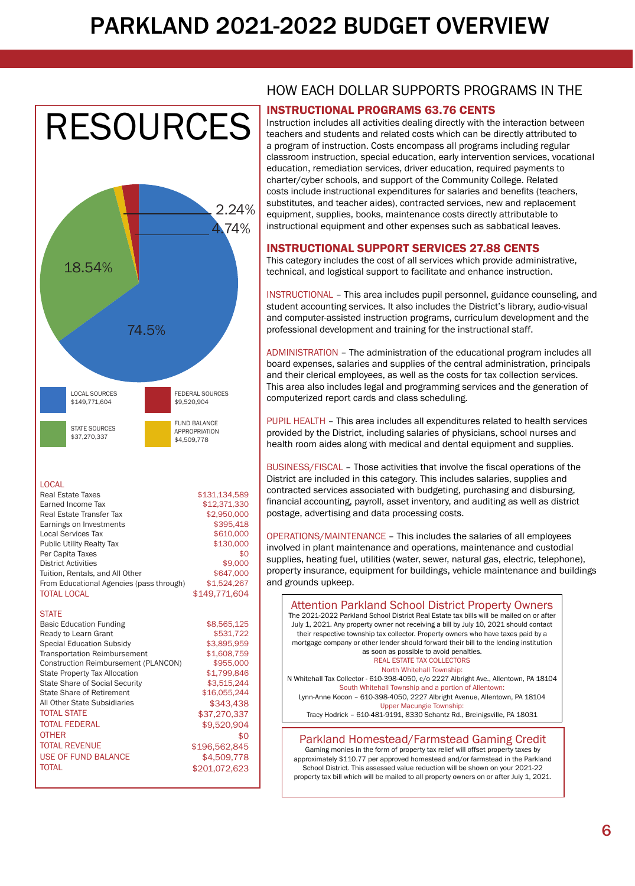# PARKLAND 2021-2022 BUDGET OVERVIEW

## RESOURCES

2.24%

4.74%

18.54%

74.5%

LOCAL SOURCES $149,771,604

FEDERAL SOURCES $9,520,904

STATE SOURCES $37,270,337

FUND BALANCE APPROPRIATION $4,509,778

| LOCAL | |
|---|---|
| Real Estate Taxes | $131,134,589 |
| Earned Income Tax | $12,371,330 |
| Real Estate Transfer Tax | $2,950,000 |
| Earnings on Investments | $395,418 |
| Local Services Tax | $610,000 |
| Public Utility Realty Tax | $130,000 |
| Per Capita Taxes | $0 |
| District Activities | $9,000 |
| Tuition, Rentals, and All Other | $647,000 |
| From Educational Agencies (pass through) | $1,524,267 |
| TOTAL LOCAL | $149,771,604 |

| STATE | |
|---|---|
| Basic Education Funding | $8,565,125 |
| Ready to Learn Grant | $531,722 |
| Special Education Subsidy | $3,895,959 |
| Transportation Reimbursement | $1,608,759 |
| Construction Reimbursement (PLANCON) | $955,000 |
| State Property Tax Allocation | $1,799,846 |
| State Share of Social Security | $3,515,244 |
| State Share of Retirement | $16,055,244 |
| All Other State Subsidiaries | $343,438 |
| TOTAL STATE | $37,270,337 |
| TOTAL FEDERAL | $9,520,904 |
| OTHER | $0 |
| TOTAL REVENUE | $196,562,845 |
| USE OF FUND BALANCE | $4,509,778 |
| TOTAL | $201,072,623 |

## HOW EACH DOLLAR SUPPORTS PROGRAMS IN THE

### INSTRUCTIONAL PROGRAMS 63.76 CENTS

Instruction includes all activities dealing directly with the interaction between teachers and students and related costs which can be directly attributed to a program of instruction. Costs encompass all programs including regular classroom instruction, special education, early intervention services, vocational education, remediation services, driver education, required payments to charter/cyber schools, and support of the Community College. Related costs include instructional expenditures for salaries and benefits (teachers, substitutes, and teacher aides), contracted services, new and replacement equipment, supplies, books, maintenance costs directly attributable to instructional equipment and other expenses such as sabbatical leaves.

### INSTRUCTIONAL SUPPORT SERVICES 27.88 CENTS

This category includes the cost of all services which provide administrative, technical, and logistical support to facilitate and enhance instruction.

INSTRUCTIONAL – This area includes pupil personnel, guidance counseling, and student accounting services. It also includes the District's library, audio-visual and computer-assisted instruction programs, curriculum development and the professional development and training for the instructional staff.

ADMINISTRATION – The administration of the educational program includes all board expenses, salaries and supplies of the central administration, principals and their clerical employees, as well as the costs for tax collection services. This area also includes legal and programming services and the generation of computerized report cards and class scheduling.

PUPIL HEALTH – This area includes all expenditures related to health services provided by the District, including salaries of physicians, school nurses and health room aides along with medical and dental equipment and supplies.

BUSINESS/FISCAL – Those activities that involve the fiscal operations of the District are included in this category. This includes salaries, supplies and contracted services associated with budgeting, purchasing and disbursing, financial accounting, payroll, asset inventory, and auditing as well as district postage, advertising and data processing costs.

OPERATIONS/MAINTENANCE – This includes the salaries of all employees involved in plant maintenance and operations, maintenance and custodial supplies, heating fuel, utilities (water, sewer, natural gas, electric, telephone), property insurance, equipment for buildings, vehicle maintenance and buildings and grounds upkeep.

### Attention Parkland School District Property Owners

The 2021-2022 Parkland School District Real Estate tax bills will be mailed on or after July 1, 2021. Any property owner not receiving a bill by July 10, 2021 should contact their respective township tax collector. Property owners who have taxes paid by a mortgage company or other lender should forward their bill to the lending institution as soon as possible to avoid penalties.

REAL ESTATE TAX COLLECTORS

North Whitehall Township:
N Whitehall Tax Collector - 610-398-4050, c/o 2227 Albright Ave., Allentown, PA 18104

South Whitehall Township and a portion of Allentown:
Lynn-Anne Kocon – 610-398-4050, 2227 Albright Avenue, Allentown, PA 18104

Upper Macungie Township:
Tracy Hodrick – 610-481-9191, 8330 Schantz Rd., Breinigsville, PA 18031

### Parkland Homestead/Farmstead Gaming Credit

Gaming monies in the form of property tax relief will offset property taxes by approximately $110.77 per approved homestead and/or farmstead in the Parkland School District. This assessed value reduction will be shown on your 2021-22 property tax bill which will be mailed to all property owners on or after July 1, 2021.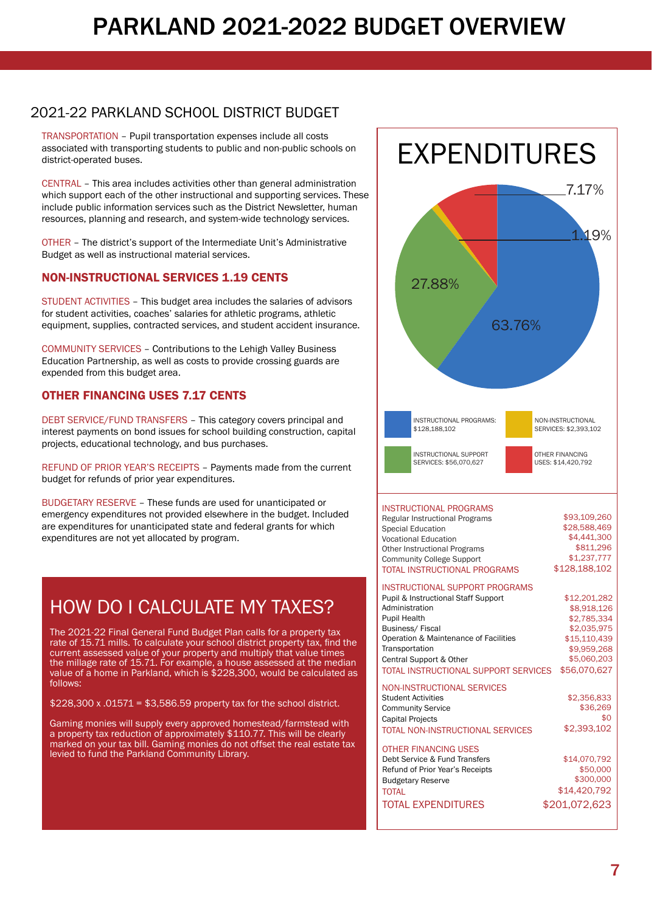# PARKLAND 2021-2022 BUDGET OVERVIEW

## 2021-22 PARKLAND SCHOOL DISTRICT BUDGET

TRANSPORTATION – Pupil transportation expenses include all costs associated with transporting students to public and non-public schools on district-operated buses.

CENTRAL – This area includes activities other than general administration which support each of the other instructional and supporting services. These include public information services such as the District Newsletter, human resources, planning and research, and system-wide technology services.

OTHER – The district's support of the Intermediate Unit's Administrative Budget as well as instructional material services.

### NON-INSTRUCTIONAL SERVICES 1.19 CENTS

STUDENT ACTIVITIES – This budget area includes the salaries of advisors for student activities, coaches' salaries for athletic programs, athletic equipment, supplies, contracted services, and student accident insurance.

COMMUNITY SERVICES – Contributions to the Lehigh Valley Business Education Partnership, as well as costs to provide crossing guards are expended from this budget area.

### OTHER FINANCING USES 7.17 CENTS

DEBT SERVICE/FUND TRANSFERS – This category covers principal and interest payments on bond issues for school building construction, capital projects, educational technology, and bus purchases.

REFUND OF PRIOR YEAR'S RECEIPTS – Payments made from the current budget for refunds of prior year expenditures.

BUDGETARY RESERVE – These funds are used for unanticipated or emergency expenditures not provided elsewhere in the budget. Included are expenditures for unanticipated state and federal grants for which expenditures are not yet allocated by program.

## HOW DO I CALCULATE MY TAXES?

The 2021-22 Final General Fund Budget Plan calls for a property tax rate of 15.71 mills. To calculate your school district property tax, find the current assessed value of your property and multiply that value times the millage rate of 15.71. For example, a house assessed at the median value of a home in Parkland, which is $228,300, would be calculated as follows:

$228,300 x .01571 = $3,586.59 property tax for the school district.

Gaming monies will supply every approved homestead/farmstead with a property tax reduction of approximately $110.77. This will be clearly marked on your tax bill. Gaming monies do not offset the real estate tax levied to fund the Parkland Community Library.

## EXPENDITURES

7.17%

1.19%

27.88%

63.76%

INSTRUCTIONAL PROGRAMS: $128,188,102

NON-INSTRUCTIONAL SERVICES: $2,393,102

INSTRUCTIONAL SUPPORT SERVICES: $56,070,627

OTHER FINANCING USES: $14,420,792

| | |
|---|---|
| **INSTRUCTIONAL PROGRAMS** | |
| Regular Instructional Programs | $93,109,260 |
| Special Education | $28,588,469 |
| Vocational Education | $4,441,300 |
| Other Instructional Programs | $811,296 |
| Community College Support | $1,237,777 |
| TOTAL INSTRUCTIONAL PROGRAMS | $128,188,102 |
| **INSTRUCTIONAL SUPPORT PROGRAMS** | |
| Pupil & Instructional Staff Support | $12,201,282 |
| Administration | $8,918,126 |
| Pupil Health | $2,785,334 |
| Business/ Fiscal | $2,035,975 |
| Operation & Maintenance of Facilities | $15,110,439 |
| Transportation | $9,959,268 |
| Central Support & Other | $5,060,203 |
| TOTAL INSTRUCTIONAL SUPPORT SERVICES | $56,070,627 |
| **NON-INSTRUCTIONAL SERVICES** | |
| Student Activities | $2,356,833 |
| Community Service | $36,269 |
| Capital Projects | $0 |
| TOTAL NON-INSTRUCTIONAL SERVICES | $2,393,102 |
| **OTHER FINANCING USES** | |
| Debt Service & Fund Transfers | $14,070,792 |
| Refund of Prior Year's Receipts | $50,000 |
| Budgetary Reserve | $300,000 |
| TOTAL | $14,420,792 |
| **TOTAL EXPENDITURES** | **$201,072,623** |